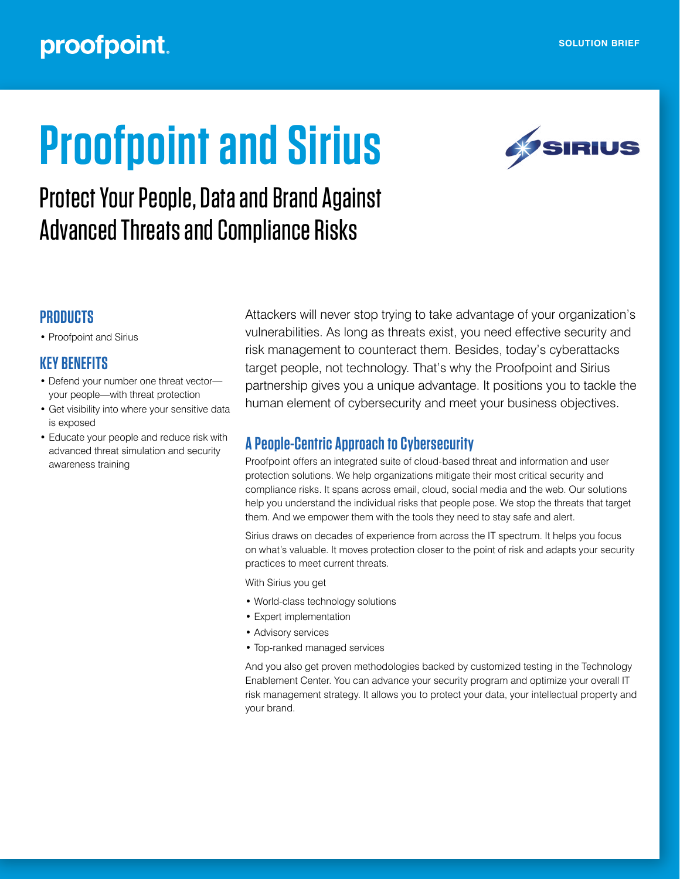# Proofpoint and Sirius

## Protect Your People, Data and Brand Against Advanced Threats and Compliance Risks

### PRODUCTS

- Proofpoint and Sirius

### KEY BENEFITS

- Defend your number one threat vector—your people—with threat protection
- Get visibility into where your sensitive data is exposed
- Educate your people and reduce risk with advanced threat simulation and security awareness training

Attackers will never stop trying to take advantage of your organization's vulnerabilities. As long as threats exist, you need effective security and risk management to counteract them. Besides, today's cyberattacks target people, not technology. That's why the Proofpoint and Sirius partnership gives you a unique advantage. It positions you to tackle the human element of cybersecurity and meet your business objectives.

### A People-Centric Approach to Cybersecurity

Proofpoint offers an integrated suite of cloud-based threat and information and user protection solutions. We help organizations mitigate their most critical security and compliance risks. It spans across email, cloud, social media and the web. Our solutions help you understand the individual risks that people pose. We stop the threats that target them. And we empower them with the tools they need to stay safe and alert.

Sirius draws on decades of experience from across the IT spectrum. It helps you focus on what's valuable. It moves protection closer to the point of risk and adapts your security practices to meet current threats.

With Sirius you get

- World-class technology solutions
- Expert implementation
- Advisory services
- Top-ranked managed services

And you also get proven methodologies backed by customized testing in the Technology Enablement Center. You can advance your security program and optimize your overall IT risk management strategy. It allows you to protect your data, your intellectual property and your brand.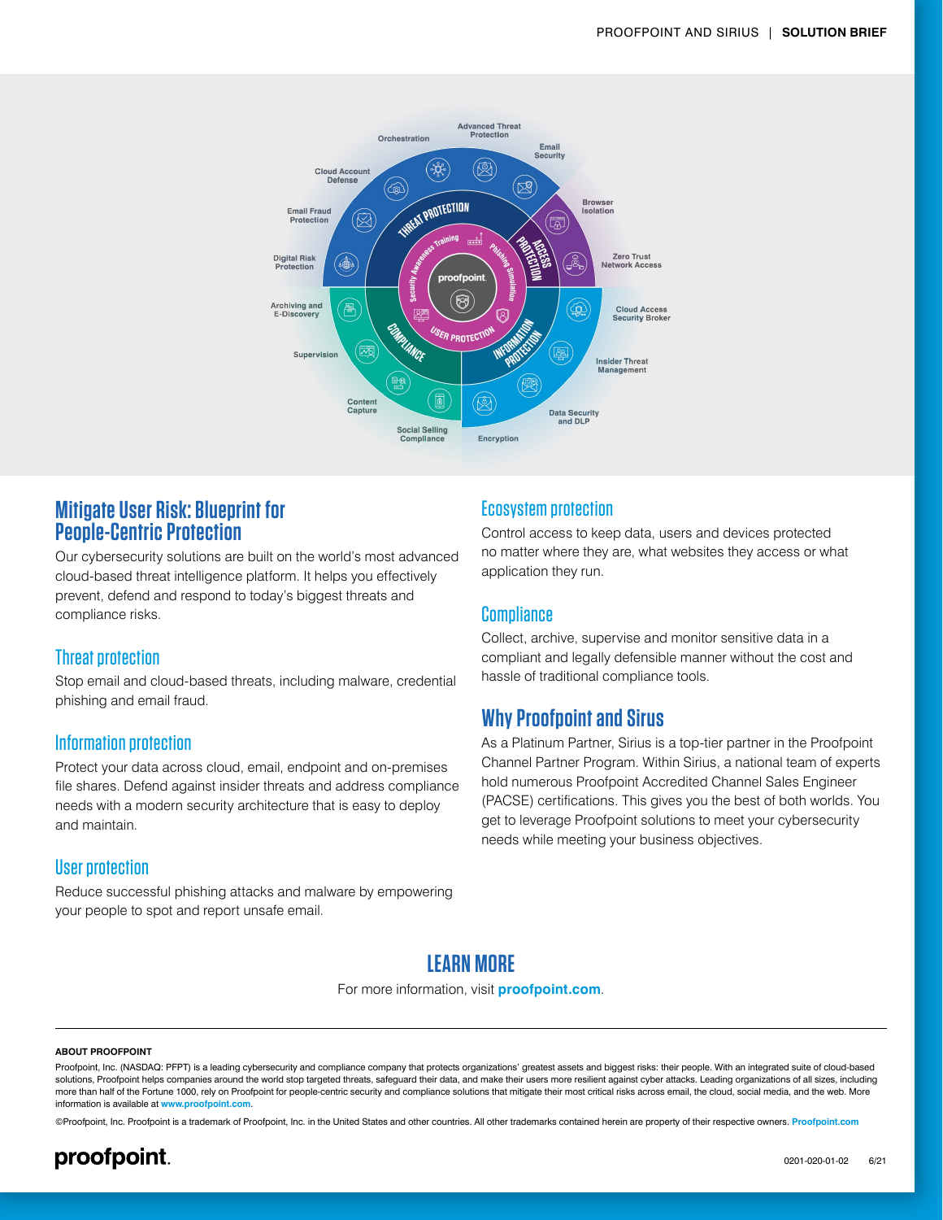Advanced Threat Protection
Email Security
Orchestration
Cloud Account Defense
Email Fraud Protection
Digital Risk Protection
Browser Isolation
Zero Trust Network Access
THREAT PROTECTION
ACCESS PROTECTION
Security Awareness Training
Phishing Simulation
proofpoint.
USER PROTECTION
COMPLIANCE
INFORMATION PROTECTION
Archiving and E-Discovery
Supervision
Content Capture
Social Selling Compliance
Encryption
Data Security and DLP
Insider Threat Management
Cloud Access Security Broker

## Mitigate User Risk: Blueprint for People-Centric Protection

Our cybersecurity solutions are built on the world's most advanced cloud-based threat intelligence platform. It helps you effectively prevent, defend and respond to today's biggest threats and compliance risks.

### Threat protection

Stop email and cloud-based threats, including malware, credential phishing and email fraud.

### Information protection

Protect your data across cloud, email, endpoint and on-premises file shares. Defend against insider threats and address compliance needs with a modern security architecture that is easy to deploy and maintain.

### User protection

Reduce successful phishing attacks and malware by empowering your people to spot and report unsafe email.

### Ecosystem protection

Control access to keep data, users and devices protected no matter where they are, what websites they access or what application they run.

### Compliance

Collect, archive, supervise and monitor sensitive data in a compliant and legally defensible manner without the cost and hassle of traditional compliance tools.

## Why Proofpoint and Sirus

As a Platinum Partner, Sirius is a top-tier partner in the Proofpoint Channel Partner Program. Within Sirius, a national team of experts hold numerous Proofpoint Accredited Channel Sales Engineer (PACSE) certifications. This gives you the best of both worlds. You get to leverage Proofpoint solutions to meet your cybersecurity needs while meeting your business objectives.

## LEARN MORE

For more information, visit **proofpoint.com**.

**ABOUT PROOFPOINT**

Proofpoint, Inc. (NASDAQ: PFPT) is a leading cybersecurity and compliance company that protects organizations' greatest assets and biggest risks: their people. With an integrated suite of cloud-based solutions, Proofpoint helps companies around the world stop targeted threats, safeguard their data, and make their users more resilient against cyber attacks. Leading organizations of all sizes, including more than half of the Fortune 1000, rely on Proofpoint for people-centric security and compliance solutions that mitigate their most critical risks across email, the cloud, social media, and the web. More information is available at www.proofpoint.com.

©Proofpoint, Inc. Proofpoint is a trademark of Proofpoint, Inc. in the United States and other countries. All other trademarks contained herein are property of their respective owners. Proofpoint.com

proofpoint.

0201-020-01-02 6/21